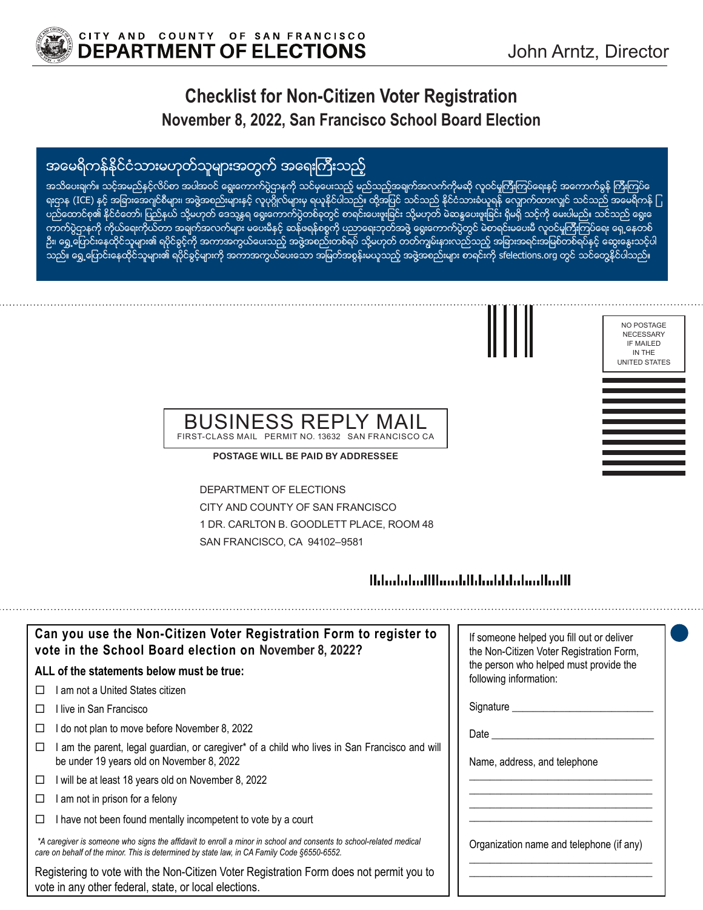CITY AND COUNTY OF SAN FRANCISCO
**DEPARTMENT OF ELECTIONS**

John Arntz, Director

# Checklist for Non-Citizen Voter Registration

## November 8, 2022, San Francisco School Board Election

### အမေရိကန်နိုင်ငံသားမဟုတ်သူများအတွက် အရေးကြီးသည့်

အသိပေးချက်။ သင့်အမည်နှင့်လိပ်စာ အပါအဝင် ရွေးကောက်ပွဲဌာနကို သင်မှပေးသည့် မည်သည့်အချက်အလက်ကိုမဆို လူဝင်မှုကြီးကြပ်ရေးနှင့် အကောက်ခွန် ကြီးကြပ်ရေးဌာန (ICE) နှင့် အခြားအေဂျင်စီများ၊ အဖွဲ့အစည်းများနှင့် လူပုဂ္ဂိုလ်များမှ ရယူနိုင်ပါသည်။ ထို့အပြင် သင်သည် နိုင်ငံသားခံယူရန် လျှောက်ထားလျှင် သင်သည် အမေရိကန် ပြည်ထောင်စု၏ နိုင်ငံတော်၊ ပြည်နယ် သို့မဟုတ် ဒေသန္တရ ရွေးကောက်ပွဲတစ်ခုတွင် စာရင်းပေးသွင်းခြင်း သို့မဟုတ် မဲဆန္ဒပေးဖူးခြင်း ရှိမရှိ သင့်ကို မေးပါမည်။ သင်သည် ရွေးကောက်ပွဲဌာနကို ကိုယ်ရေးကိုယ်တာ အချက်အလက်များ မပေးမီနှင့် ဆန်ဖရန်စစ္စကို ပညာရေးဘုတ်အဖွဲ့ ရွေးကောက်ပွဲတွင် မဲစာရင်းမပေးမီ လူဝင်မှုကြီးကြပ်ရေး ရှေ့နေတစ်ဦး၊ ရွှေ့ပြောင်းနေထိုင်သူများ၏ ရပိုင်ခွင့်ကို အကာအကွယ်ပေးသည့် အဖွဲ့အစည်းတစ်ရပ် သို့မဟုတ် တတ်ကျွမ်းနားလည်သည့် အခြားအရင်းအမြစ်တစ်ရပ်နှင့် ဆွေးနွေးသင့်ပါသည်။ ရွှေ့ပြောင်းနေထိုင်သူများ၏ ရပိုင်ခွင့်များကို အကာအကွယ်ပေးသော အမြတ်အစွန်းမယူသည့် အဖွဲ့အစည်းများ စာရင်းကို sfelections.org တွင် သင်တွေ့နိုင်ပါသည်။

NO POSTAGE NECESSARY IF MAILED IN THE UNITED STATES

BUSINESS REPLY MAIL
FIRST-CLASS MAIL PERMIT NO. 13632 SAN FRANCISCO CA

**POSTAGE WILL BE PAID BY ADDRESSEE**

DEPARTMENT OF ELECTIONS
CITY AND COUNTY OF SAN FRANCISCO
1 DR. CARLTON B. GOODLETT PLACE, ROOM 48
SAN FRANCISCO, CA 94102–9581

### Can you use the Non-Citizen Voter Registration Form to register to vote in the School Board election on November 8, 2022?

**ALL of the statements below must be true:**

- ☐ I am not a United States citizen
- ☐ I live in San Francisco
- ☐ I do not plan to move before November 8, 2022
- ☐ I am the parent, legal guardian, or caregiver* of a child who lives in San Francisco and will be under 19 years old on November 8, 2022
- ☐ I will be at least 18 years old on November 8, 2022
- ☐ I am not in prison for a felony
- ☐ I have not been found mentally incompetent to vote by a court

*\*A caregiver is someone who signs the affidavit to enroll a minor in school and consents to school-related medical care on behalf of the minor. This is determined by state law, in CA Family Code §6550-6552.*

Registering to vote with the Non-Citizen Voter Registration Form does not permit you to vote in any other federal, state, or local elections.

If someone helped you fill out or deliver the Non-Citizen Voter Registration Form, the person who helped must provide the following information:

Signature ___________________________

Date ______________________________

Name, address, and telephone

___________________________________

___________________________________

___________________________________

___________________________________

Organization name and telephone (if any)

___________________________________

___________________________________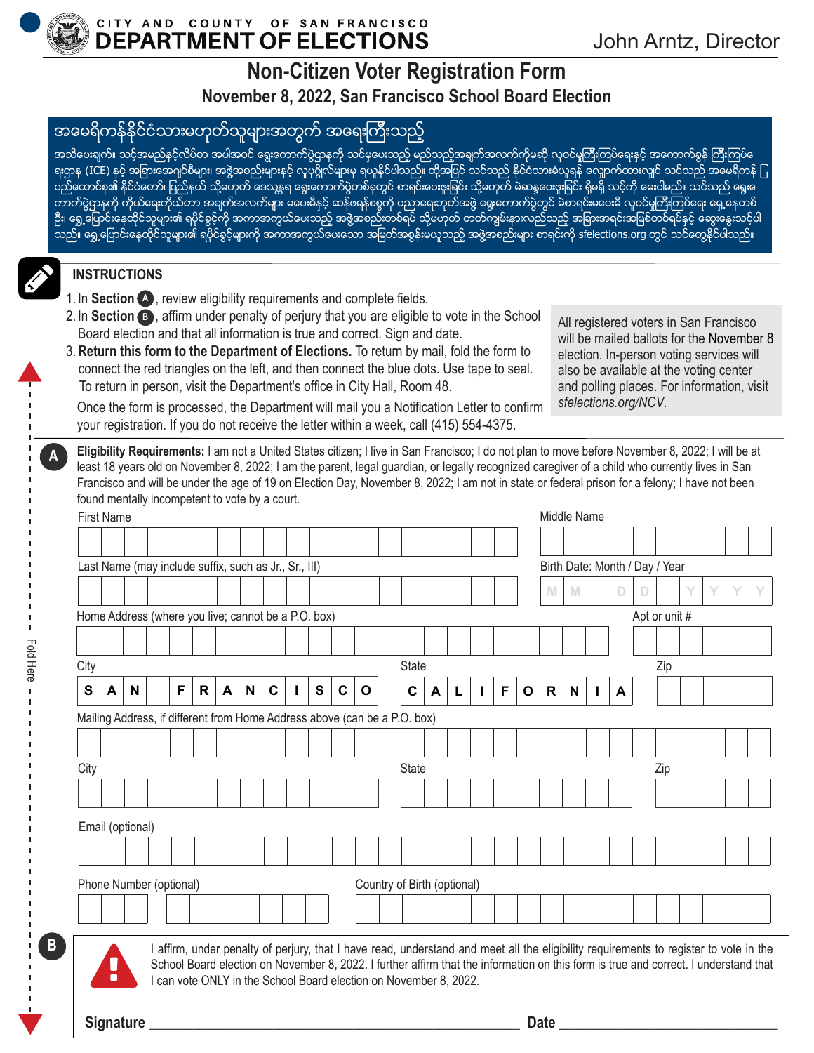CITY AND COUNTY OF SAN FRANCISCO
# DEPARTMENT OF ELECTIONS

John Arntz, Director

## Non-Citizen Voter Registration Form

### November 8, 2022, San Francisco School Board Election

**အမေရိကန်နိုင်ငံသားမဟုတ်သူများအတွက် အရေးကြီးသည့်**

အသိပေးချက်။ သင့်အမည်နှင့်လိပ်စာ အပါအဝင် ရွေးကောက်ပွဲဌာနကို သင်မှပေးသည့် မည်သည့်အချက်အလက်ကိုမဆို လူဝင်မှုကြီးကြပ်ရေးနှင့် အကောက်ခွန် ကြီးကြပ်ရေးဌာန (ICE) နှင့် အခြားအေဂျင်စီများ၊ အဖွဲ့အစည်းများနှင့် လူပုဂ္ဂိုလ်များမှ ရယူနိုင်ပါသည်။ ထို့အပြင် သင်သည် နိုင်ငံသားခံယူရန် လျှောက်ထားလျှင် သင်သည် အမေရိကန် ပြည်ထောင်စု၏ နိုင်ငံတော်၊ ပြည်နယ် သို့မဟုတ် ဒေသန္တရ ရွေးကောက်ပွဲတစ်ခုတွင် စာရင်းပေးသွင်းခြင်း သို့မဟုတ် မဲဆန္ဒပေးဖူးခြင်း ရှိမရှိ သင့်ကို မေးပါမည်။ သင်သည် ရွေးကောက်ပွဲဌာနကို ကိုယ်ရေးကိုယ်တာ အချက်အလက်များ မပေးမီနှင့် ဆန္ဒမဲပေးရန်စာရင်းမသွင်းမီ ရွေ့ပြောင်းနေထိုင်သူများ၏ ရပိုင်ခွင့်ကို အကာအကွယ်ပေးသည့် အဖွဲ့အစည်းတစ်ရပ် သို့မဟုတ် တတ်ကျွမ်းနားလည်သည့် အခြားအရင်းအမြစ်တစ်ရပ်နှင့် ဆွေးနွေးသင့်ပါသည်။ ရွေ့ပြောင်းနေထိုင်သူများ၏ ရပိုင်ခွင့်များကို အကာအကွယ်ပေးသော အမြတ်အစွန်းမယူသည့် အဖွဲ့အစည်းများ စာရင်းကို sfelections.org တွင် သင်တွေ့နိုင်ပါသည်။

### INSTRUCTIONS

1. In **Section A**, review eligibility requirements and complete fields.
2. In **Section B**, affirm under penalty of perjury that you are eligible to vote in the School Board election and that all information is true and correct. Sign and date.
3. **Return this form to the Department of Elections.** To return by mail, fold the form to connect the red triangles on the left, and then connect the blue dots. Use tape to seal. To return in person, visit the Department's office in City Hall, Room 48.

Once the form is processed, the Department will mail you a Notification Letter to confirm your registration. If you do not receive the letter within a week, call (415) 554-4375.

All registered voters in San Francisco will be mailed ballots for the November 8 election. In-person voting services will also be available at the voting center and polling places. For information, visit *sfelections.org/NCV*.

Fold Here

**A**

**Eligibility Requirements:** I am not a United States citizen; I live in San Francisco; I do not plan to move before November 8, 2022; I will be at least 18 years old on November 8, 2022; I am the parent, legal guardian, or legally recognized caregiver of a child who currently lives in San Francisco and will be under the age of 19 on Election Day, November 8, 2022; I am not in state or federal prison for a felony; I have not been found mentally incompetent to vote by a court.

First Name ____________________ Middle Name ____________________

Last Name (may include suffix, such as Jr., Sr., III) ____________________ Birth Date: Month / Day / Year M M D D Y Y Y Y

Home Address (where you live; cannot be a P.O. box) ____________________ Apt or unit # ________

City S A N F R A N C I S C O State C A L I F O R N I A Zip ________

Mailing Address, if different from Home Address above (can be a P.O. box) ____________________

City ____________________ State ____________________ Zip ________

Email (optional) ____________________

Phone Number (optional) ____________________ Country of Birth (optional) ____________________

**B**

I affirm, under penalty of perjury, that I have read, understand and meet all the eligibility requirements to register to vote in the School Board election on November 8, 2022. I further affirm that the information on this form is true and correct. I understand that I can vote ONLY in the School Board election on November 8, 2022.

**Signature** ______________________________ **Date** ____________________